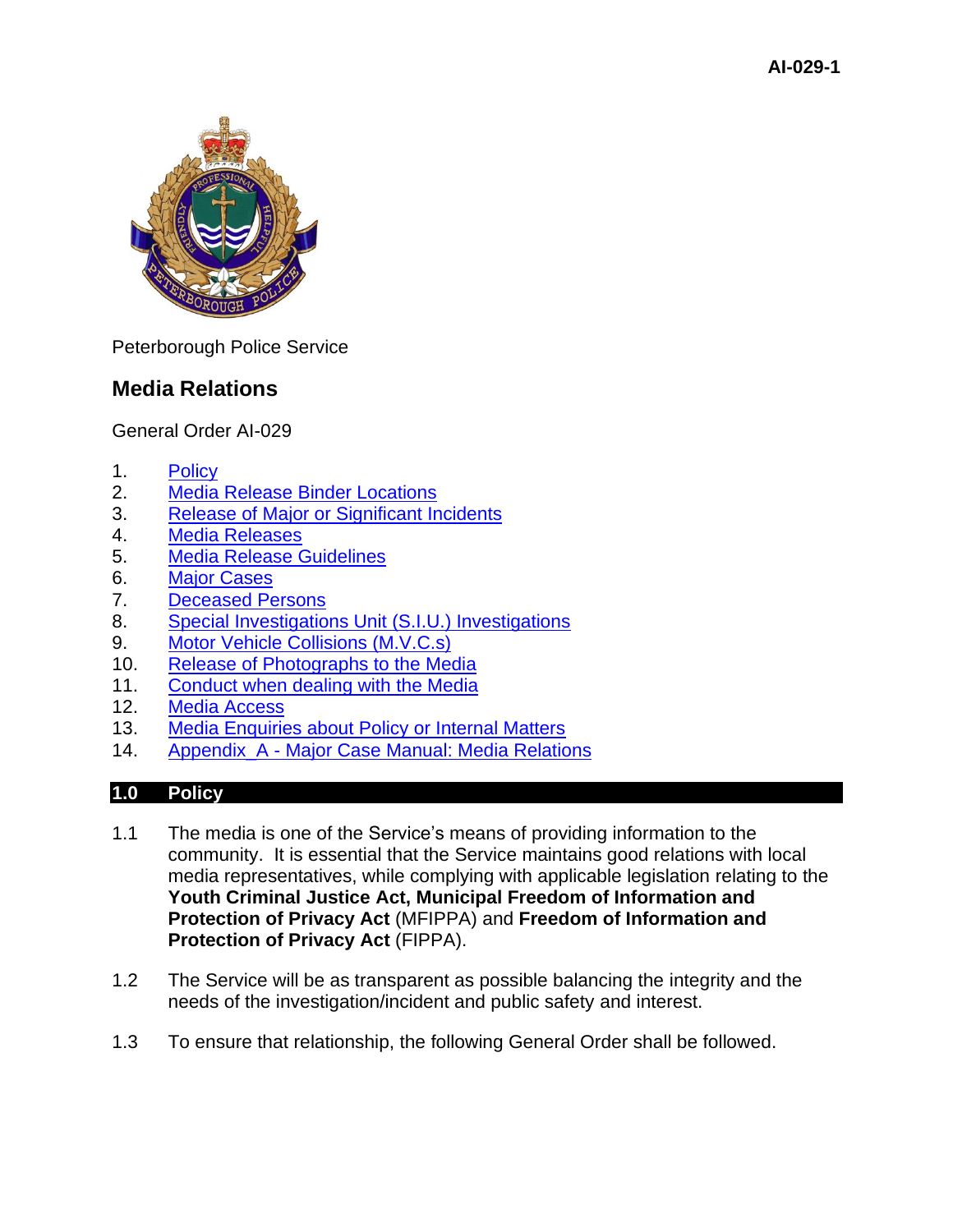Peterborough Police Service

# Media Relations

General Order AI-029

1. Policy
2. Media Release Binder Locations
3. Release of Major or Significant Incidents
4. Media Releases
5. Media Release Guidelines
6. Major Cases
7. Deceased Persons
8. Special Investigations Unit (S.I.U.) Investigations
9. Motor Vehicle Collisions (M.V.C.s)
10. Release of Photographs to the Media
11. Conduct when dealing with the Media
12. Media Access
13. Media Enquiries about Policy or Internal Matters
14. Appendix_A - Major Case Manual: Media Relations

## 1.0 Policy

1.1 The media is one of the Service's means of providing information to the community. It is essential that the Service maintains good relations with local media representatives, while complying with applicable legislation relating to the **Youth Criminal Justice Act, Municipal Freedom of Information and Protection of Privacy Act** (MFIPPA) and **Freedom of Information and Protection of Privacy Act** (FIPPA).

1.2 The Service will be as transparent as possible balancing the integrity and the needs of the investigation/incident and public safety and interest.

1.3 To ensure that relationship, the following General Order shall be followed.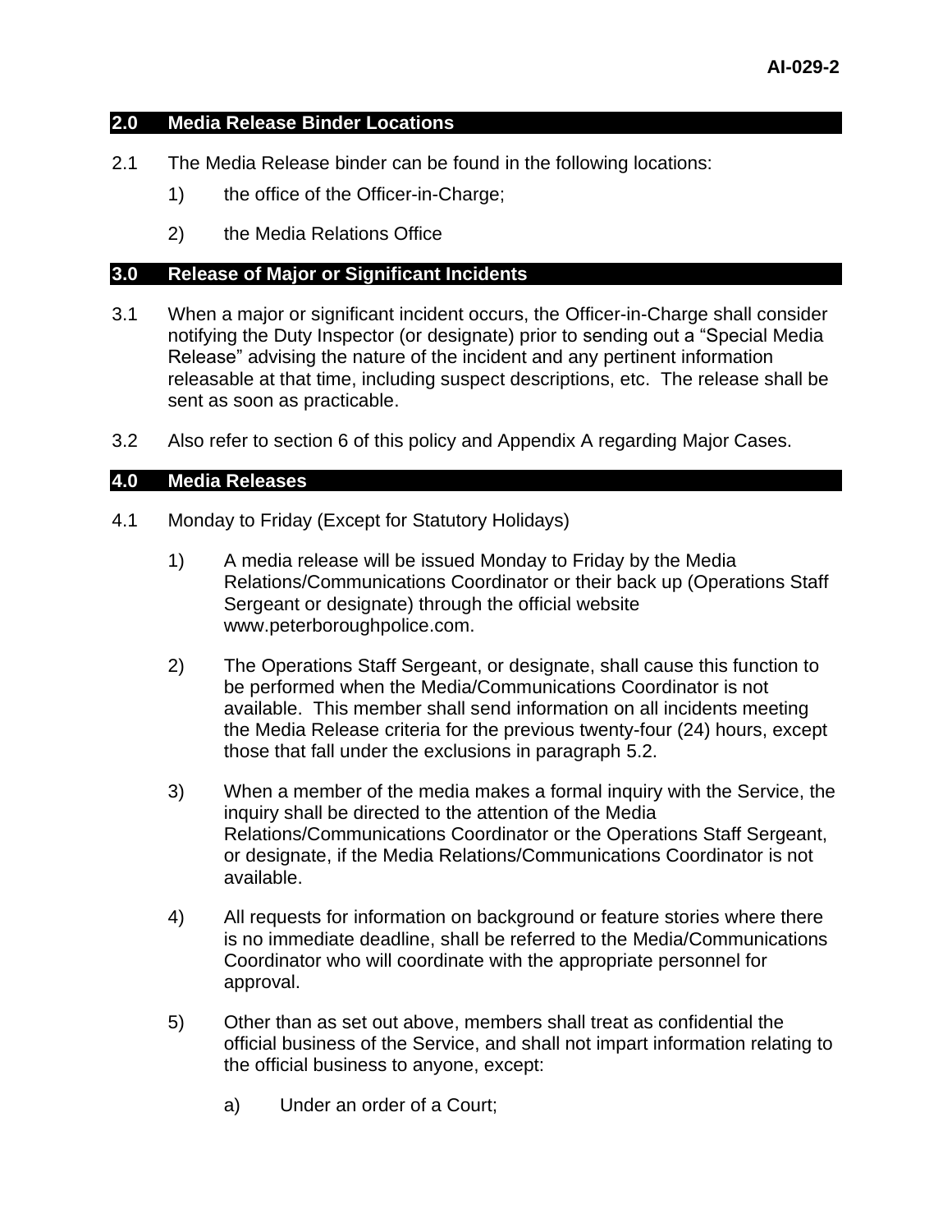## 2.0 Media Release Binder Locations

2.1 The Media Release binder can be found in the following locations:

1) the office of the Officer-in-Charge;

2) the Media Relations Office

## 3.0 Release of Major or Significant Incidents

3.1 When a major or significant incident occurs, the Officer-in-Charge shall consider notifying the Duty Inspector (or designate) prior to sending out a "Special Media Release" advising the nature of the incident and any pertinent information releasable at that time, including suspect descriptions, etc. The release shall be sent as soon as practicable.

3.2 Also refer to section 6 of this policy and Appendix A regarding Major Cases.

## 4.0 Media Releases

4.1 Monday to Friday (Except for Statutory Holidays)

1) A media release will be issued Monday to Friday by the Media Relations/Communications Coordinator or their back up (Operations Staff Sergeant or designate) through the official website www.peterboroughpolice.com.

2) The Operations Staff Sergeant, or designate, shall cause this function to be performed when the Media/Communications Coordinator is not available. This member shall send information on all incidents meeting the Media Release criteria for the previous twenty-four (24) hours, except those that fall under the exclusions in paragraph 5.2.

3) When a member of the media makes a formal inquiry with the Service, the inquiry shall be directed to the attention of the Media Relations/Communications Coordinator or the Operations Staff Sergeant, or designate, if the Media Relations/Communications Coordinator is not available.

4) All requests for information on background or feature stories where there is no immediate deadline, shall be referred to the Media/Communications Coordinator who will coordinate with the appropriate personnel for approval.

5) Other than as set out above, members shall treat as confidential the official business of the Service, and shall not impart information relating to the official business to anyone, except:

   a) Under an order of a Court;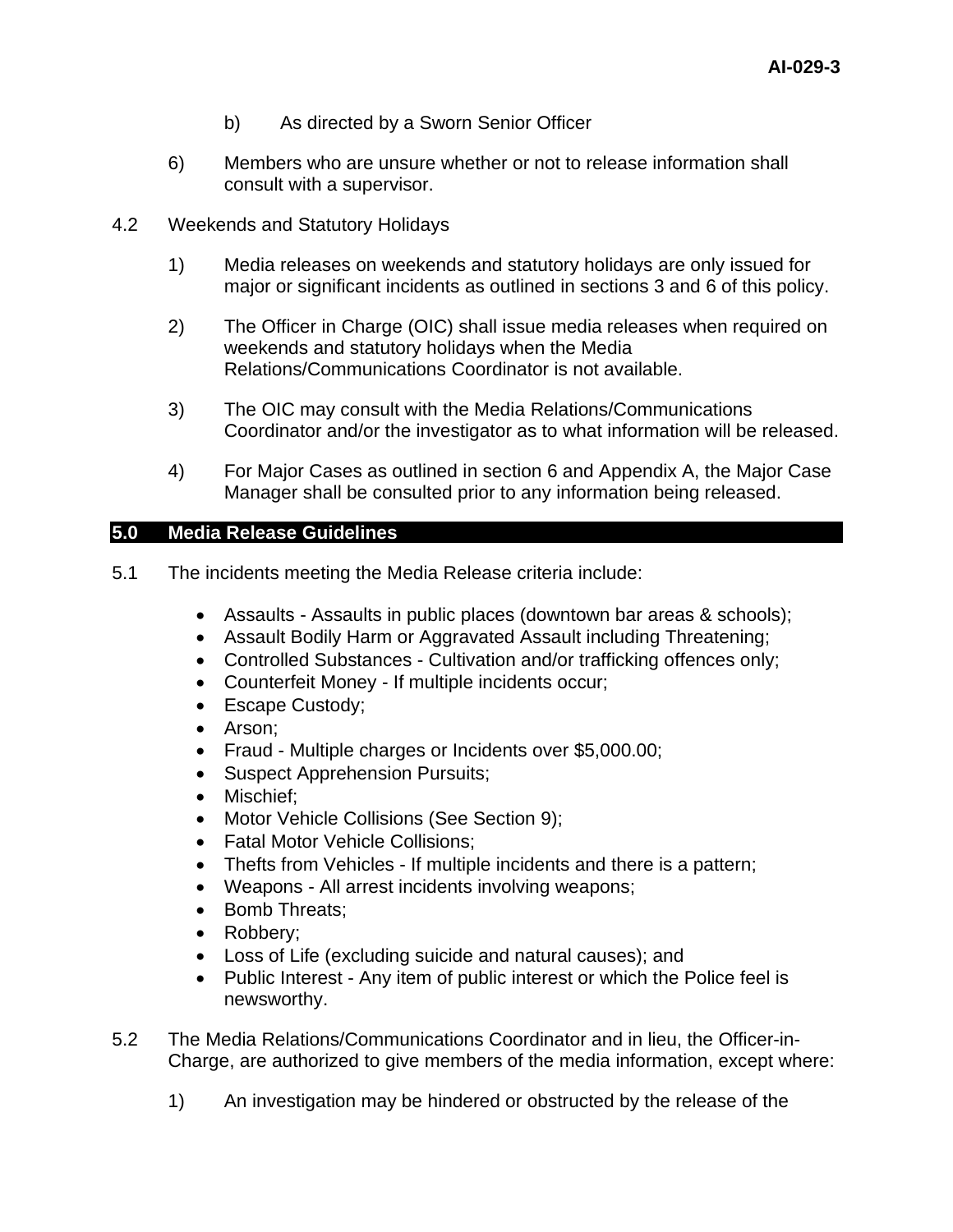b) As directed by a Sworn Senior Officer

6) Members who are unsure whether or not to release information shall consult with a supervisor.

4.2 Weekends and Statutory Holidays

1) Media releases on weekends and statutory holidays are only issued for major or significant incidents as outlined in sections 3 and 6 of this policy.

2) The Officer in Charge (OIC) shall issue media releases when required on weekends and statutory holidays when the Media Relations/Communications Coordinator is not available.

3) The OIC may consult with the Media Relations/Communications Coordinator and/or the investigator as to what information will be released.

4) For Major Cases as outlined in section 6 and Appendix A, the Major Case Manager shall be consulted prior to any information being released.

## 5.0 Media Release Guidelines

5.1 The incidents meeting the Media Release criteria include:

- Assaults - Assaults in public places (downtown bar areas & schools);
- Assault Bodily Harm or Aggravated Assault including Threatening;
- Controlled Substances - Cultivation and/or trafficking offences only;
- Counterfeit Money - If multiple incidents occur;
- Escape Custody;
- Arson;
- Fraud - Multiple charges or Incidents over $5,000.00;
- Suspect Apprehension Pursuits;
- Mischief;
- Motor Vehicle Collisions (See Section 9);
- Fatal Motor Vehicle Collisions;
- Thefts from Vehicles - If multiple incidents and there is a pattern;
- Weapons - All arrest incidents involving weapons;
- Bomb Threats;
- Robbery;
- Loss of Life (excluding suicide and natural causes); and
- Public Interest - Any item of public interest or which the Police feel is newsworthy.

5.2 The Media Relations/Communications Coordinator and in lieu, the Officer-in-Charge, are authorized to give members of the media information, except where:

1) An investigation may be hindered or obstructed by the release of the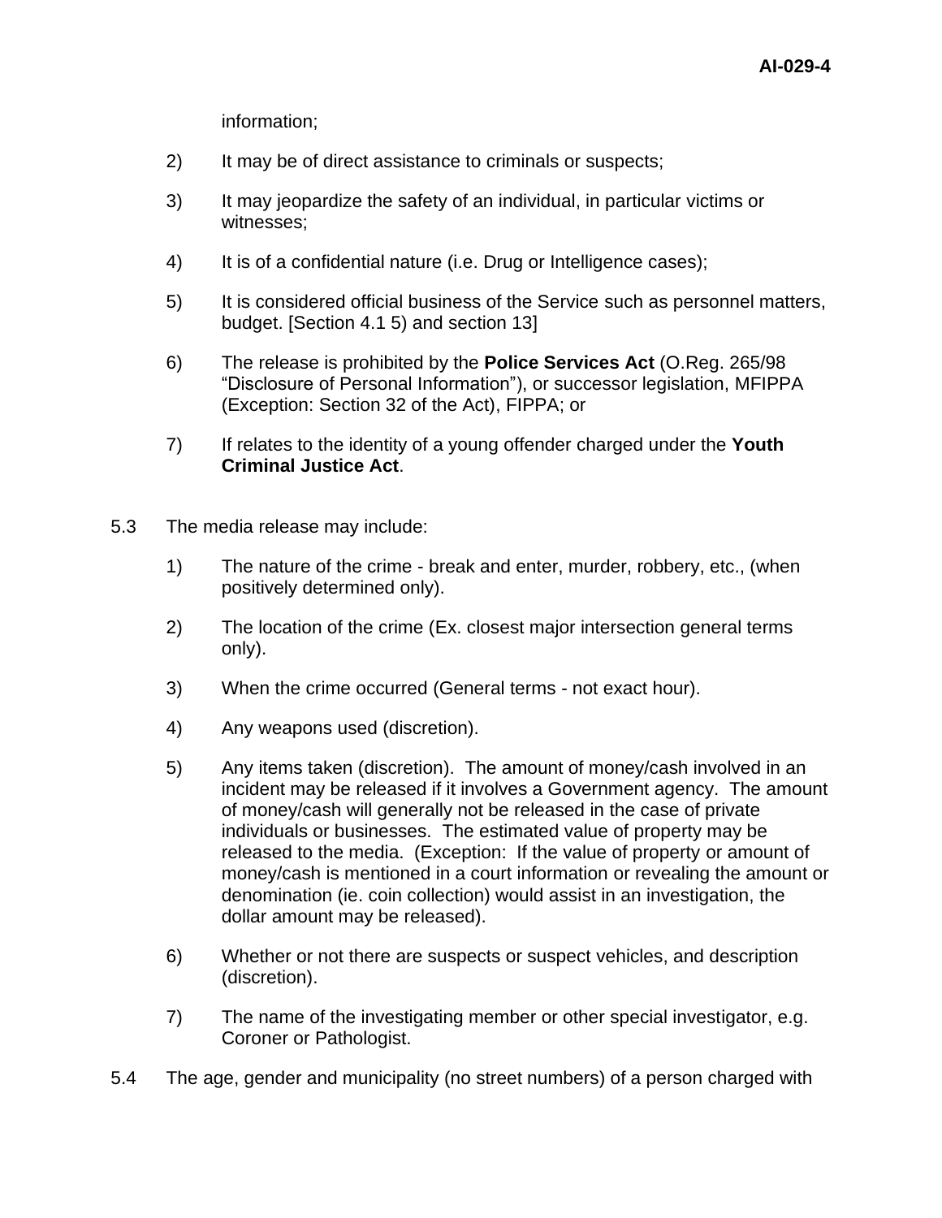information;

2) It may be of direct assistance to criminals or suspects;

3) It may jeopardize the safety of an individual, in particular victims or witnesses;

4) It is of a confidential nature (i.e. Drug or Intelligence cases);

5) It is considered official business of the Service such as personnel matters, budget. [Section 4.1 5) and section 13]

6) The release is prohibited by the **Police Services Act** (O.Reg. 265/98 “Disclosure of Personal Information”), or successor legislation, MFIPPA (Exception: Section 32 of the Act), FIPPA; or

7) If relates to the identity of a young offender charged under the **Youth Criminal Justice Act**.

5.3 The media release may include:

1) The nature of the crime - break and enter, murder, robbery, etc., (when positively determined only).

2) The location of the crime (Ex. closest major intersection general terms only).

3) When the crime occurred (General terms - not exact hour).

4) Any weapons used (discretion).

5) Any items taken (discretion). The amount of money/cash involved in an incident may be released if it involves a Government agency. The amount of money/cash will generally not be released in the case of private individuals or businesses. The estimated value of property may be released to the media. (Exception: If the value of property or amount of money/cash is mentioned in a court information or revealing the amount or denomination (ie. coin collection) would assist in an investigation, the dollar amount may be released).

6) Whether or not there are suspects or suspect vehicles, and description (discretion).

7) The name of the investigating member or other special investigator, e.g. Coroner or Pathologist.

5.4 The age, gender and municipality (no street numbers) of a person charged with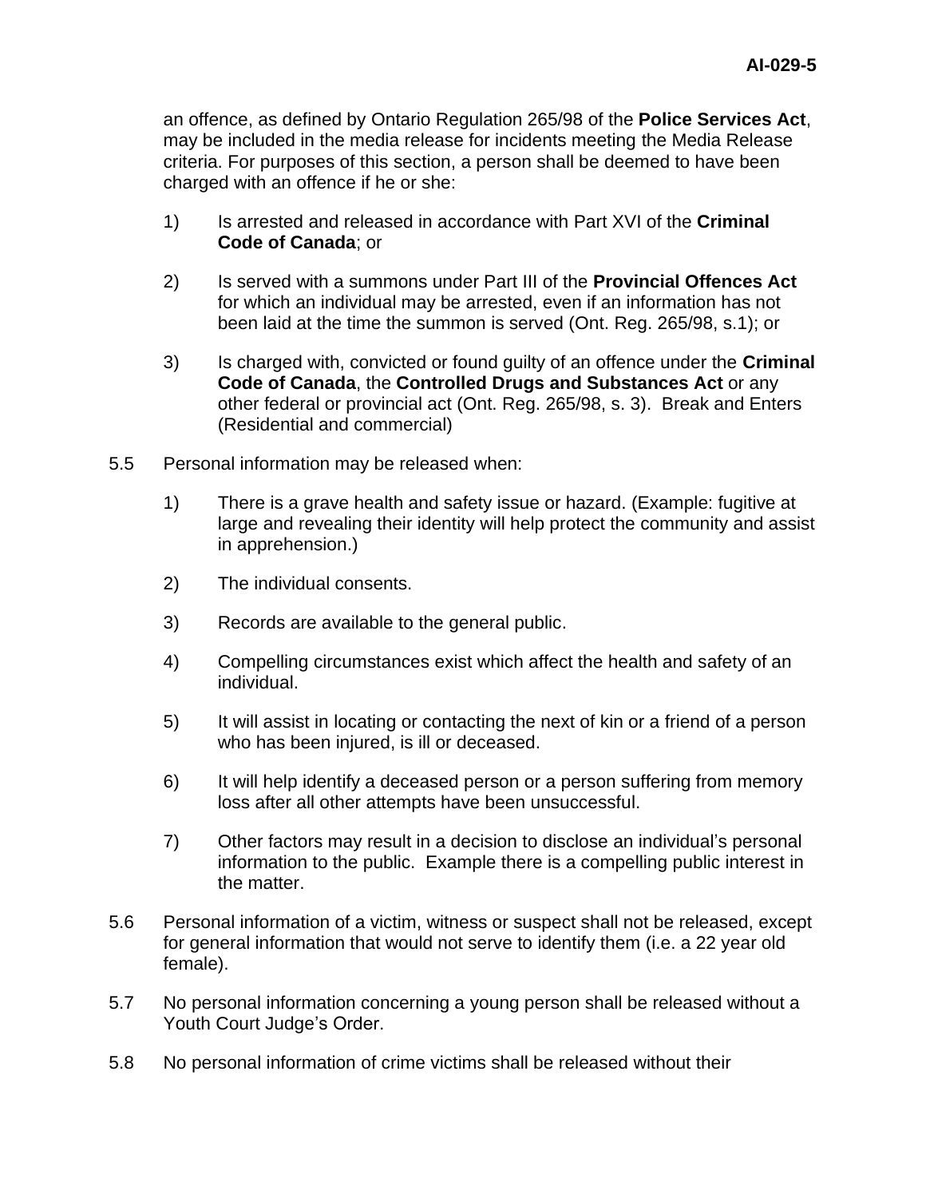an offence, as defined by Ontario Regulation 265/98 of the **Police Services Act**, may be included in the media release for incidents meeting the Media Release criteria. For purposes of this section, a person shall be deemed to have been charged with an offence if he or she:

1) Is arrested and released in accordance with Part XVI of the **Criminal Code of Canada**; or

2) Is served with a summons under Part III of the **Provincial Offences Act** for which an individual may be arrested, even if an information has not been laid at the time the summon is served (Ont. Reg. 265/98, s.1); or

3) Is charged with, convicted or found guilty of an offence under the **Criminal Code of Canada**, the **Controlled Drugs and Substances Act** or any other federal or provincial act (Ont. Reg. 265/98, s. 3). Break and Enters (Residential and commercial)

5.5 Personal information may be released when:

1) There is a grave health and safety issue or hazard. (Example: fugitive at large and revealing their identity will help protect the community and assist in apprehension.)

2) The individual consents.

3) Records are available to the general public.

4) Compelling circumstances exist which affect the health and safety of an individual.

5) It will assist in locating or contacting the next of kin or a friend of a person who has been injured, is ill or deceased.

6) It will help identify a deceased person or a person suffering from memory loss after all other attempts have been unsuccessful.

7) Other factors may result in a decision to disclose an individual's personal information to the public. Example there is a compelling public interest in the matter.

5.6 Personal information of a victim, witness or suspect shall not be released, except for general information that would not serve to identify them (i.e. a 22 year old female).

5.7 No personal information concerning a young person shall be released without a Youth Court Judge's Order.

5.8 No personal information of crime victims shall be released without their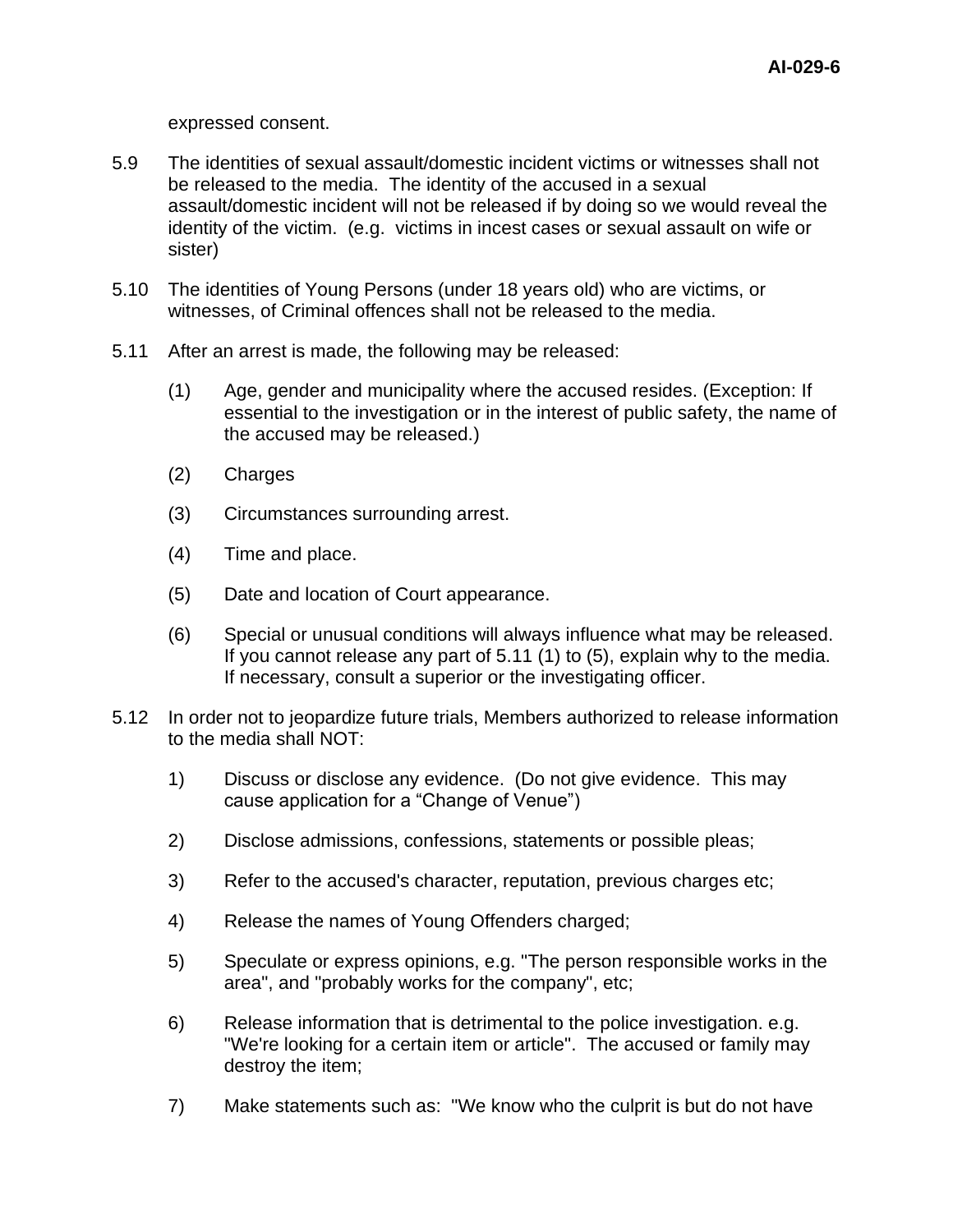expressed consent.

5.9 The identities of sexual assault/domestic incident victims or witnesses shall not be released to the media. The identity of the accused in a sexual assault/domestic incident will not be released if by doing so we would reveal the identity of the victim. (e.g. victims in incest cases or sexual assault on wife or sister)

5.10 The identities of Young Persons (under 18 years old) who are victims, or witnesses, of Criminal offences shall not be released to the media.

5.11 After an arrest is made, the following may be released:

(1) Age, gender and municipality where the accused resides. (Exception: If essential to the investigation or in the interest of public safety, the name of the accused may be released.)

(2) Charges

(3) Circumstances surrounding arrest.

(4) Time and place.

(5) Date and location of Court appearance.

(6) Special or unusual conditions will always influence what may be released. If you cannot release any part of 5.11 (1) to (5), explain why to the media. If necessary, consult a superior or the investigating officer.

5.12 In order not to jeopardize future trials, Members authorized to release information to the media shall NOT:

1) Discuss or disclose any evidence. (Do not give evidence. This may cause application for a “Change of Venue”)

2) Disclose admissions, confessions, statements or possible pleas;

3) Refer to the accused's character, reputation, previous charges etc;

4) Release the names of Young Offenders charged;

5) Speculate or express opinions, e.g. "The person responsible works in the area", and "probably works for the company", etc;

6) Release information that is detrimental to the police investigation. e.g. "We're looking for a certain item or article". The accused or family may destroy the item;

7) Make statements such as: "We know who the culprit is but do not have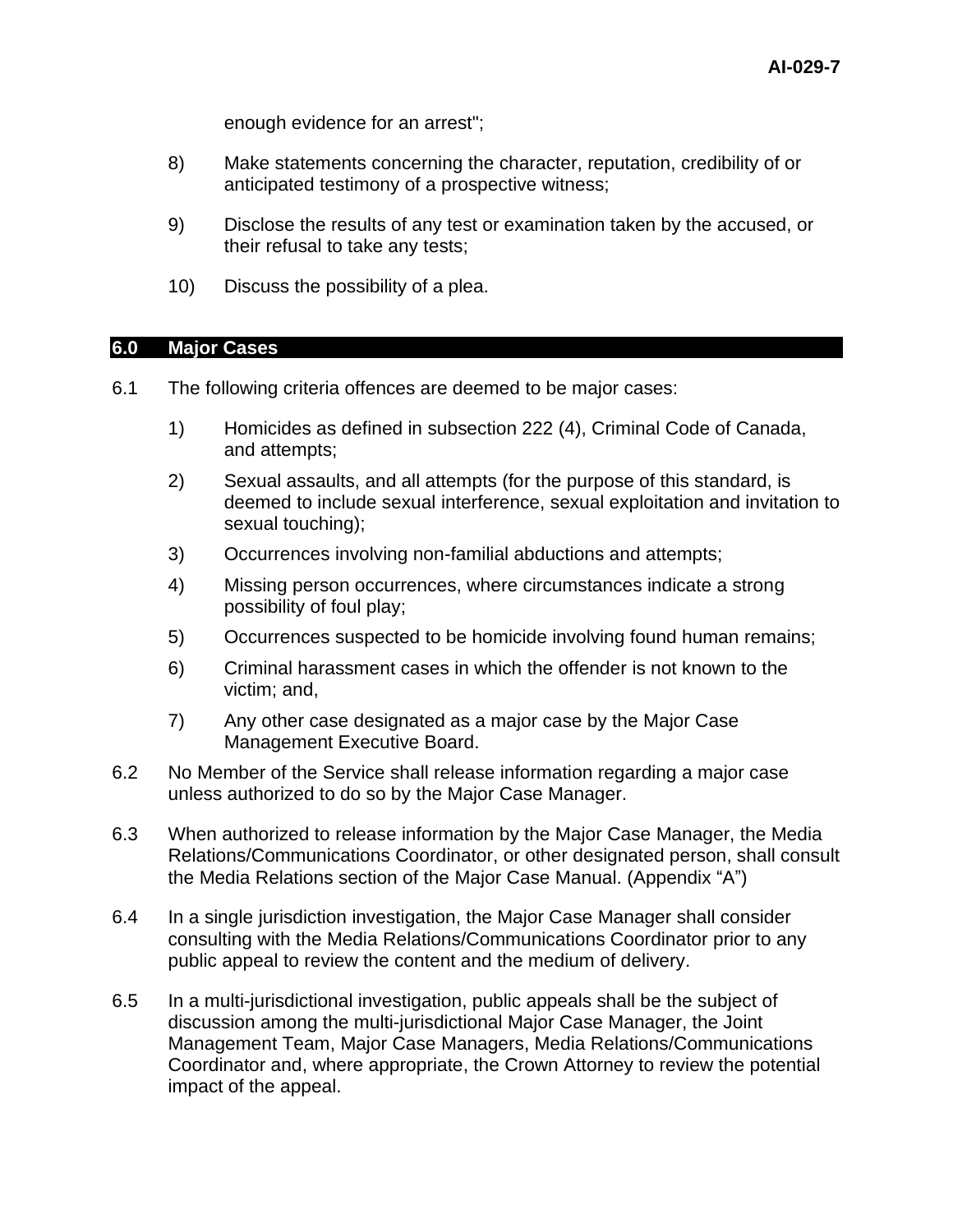enough evidence for an arrest";

8) Make statements concerning the character, reputation, credibility of or anticipated testimony of a prospective witness;

9) Disclose the results of any test or examination taken by the accused, or their refusal to take any tests;

10) Discuss the possibility of a plea.

## 6.0 Major Cases

6.1 The following criteria offences are deemed to be major cases:

1) Homicides as defined in subsection 222 (4), Criminal Code of Canada, and attempts;

2) Sexual assaults, and all attempts (for the purpose of this standard, is deemed to include sexual interference, sexual exploitation and invitation to sexual touching);

3) Occurrences involving non-familial abductions and attempts;

4) Missing person occurrences, where circumstances indicate a strong possibility of foul play;

5) Occurrences suspected to be homicide involving found human remains;

6) Criminal harassment cases in which the offender is not known to the victim; and,

7) Any other case designated as a major case by the Major Case Management Executive Board.

6.2 No Member of the Service shall release information regarding a major case unless authorized to do so by the Major Case Manager.

6.3 When authorized to release information by the Major Case Manager, the Media Relations/Communications Coordinator, or other designated person, shall consult the Media Relations section of the Major Case Manual. (Appendix "A")

6.4 In a single jurisdiction investigation, the Major Case Manager shall consider consulting with the Media Relations/Communications Coordinator prior to any public appeal to review the content and the medium of delivery.

6.5 In a multi-jurisdictional investigation, public appeals shall be the subject of discussion among the multi-jurisdictional Major Case Manager, the Joint Management Team, Major Case Managers, Media Relations/Communications Coordinator and, where appropriate, the Crown Attorney to review the potential impact of the appeal.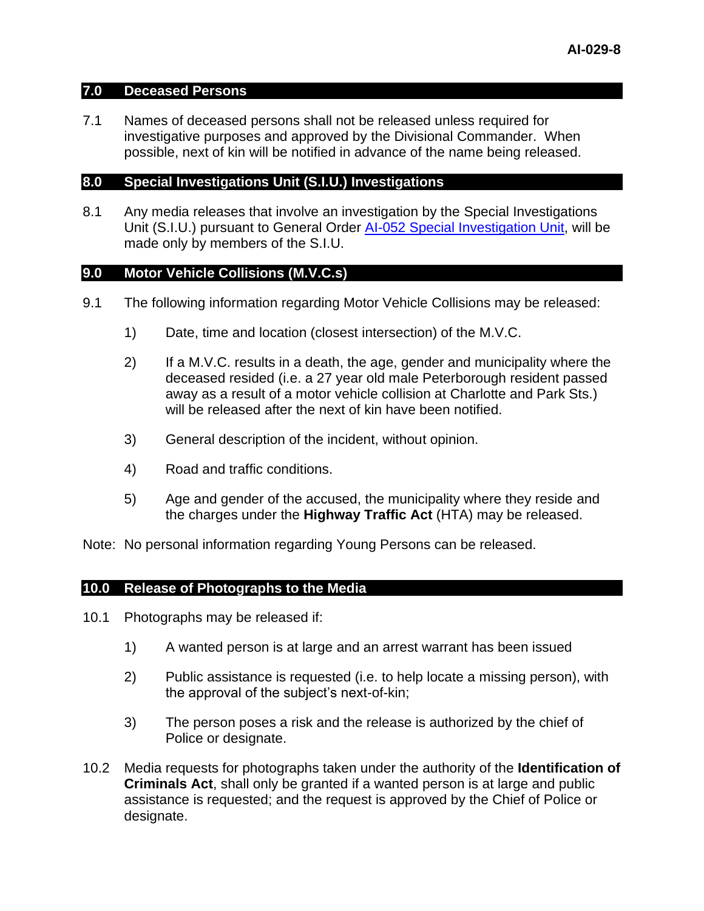## 7.0 Deceased Persons

7.1 Names of deceased persons shall not be released unless required for investigative purposes and approved by the Divisional Commander. When possible, next of kin will be notified in advance of the name being released.

## 8.0 Special Investigations Unit (S.I.U.) Investigations

8.1 Any media releases that involve an investigation by the Special Investigations Unit (S.I.U.) pursuant to General Order AI-052 Special Investigation Unit, will be made only by members of the S.I.U.

## 9.0 Motor Vehicle Collisions (M.V.C.s)

9.1 The following information regarding Motor Vehicle Collisions may be released:

1) Date, time and location (closest intersection) of the M.V.C.

2) If a M.V.C. results in a death, the age, gender and municipality where the deceased resided (i.e. a 27 year old male Peterborough resident passed away as a result of a motor vehicle collision at Charlotte and Park Sts.) will be released after the next of kin have been notified.

3) General description of the incident, without opinion.

4) Road and traffic conditions.

5) Age and gender of the accused, the municipality where they reside and the charges under the **Highway Traffic Act** (HTA) may be released.

Note: No personal information regarding Young Persons can be released.

## 10.0 Release of Photographs to the Media

10.1 Photographs may be released if:

1) A wanted person is at large and an arrest warrant has been issued

2) Public assistance is requested (i.e. to help locate a missing person), with the approval of the subject's next-of-kin;

3) The person poses a risk and the release is authorized by the chief of Police or designate.

10.2 Media requests for photographs taken under the authority of the **Identification of Criminals Act**, shall only be granted if a wanted person is at large and public assistance is requested; and the request is approved by the Chief of Police or designate.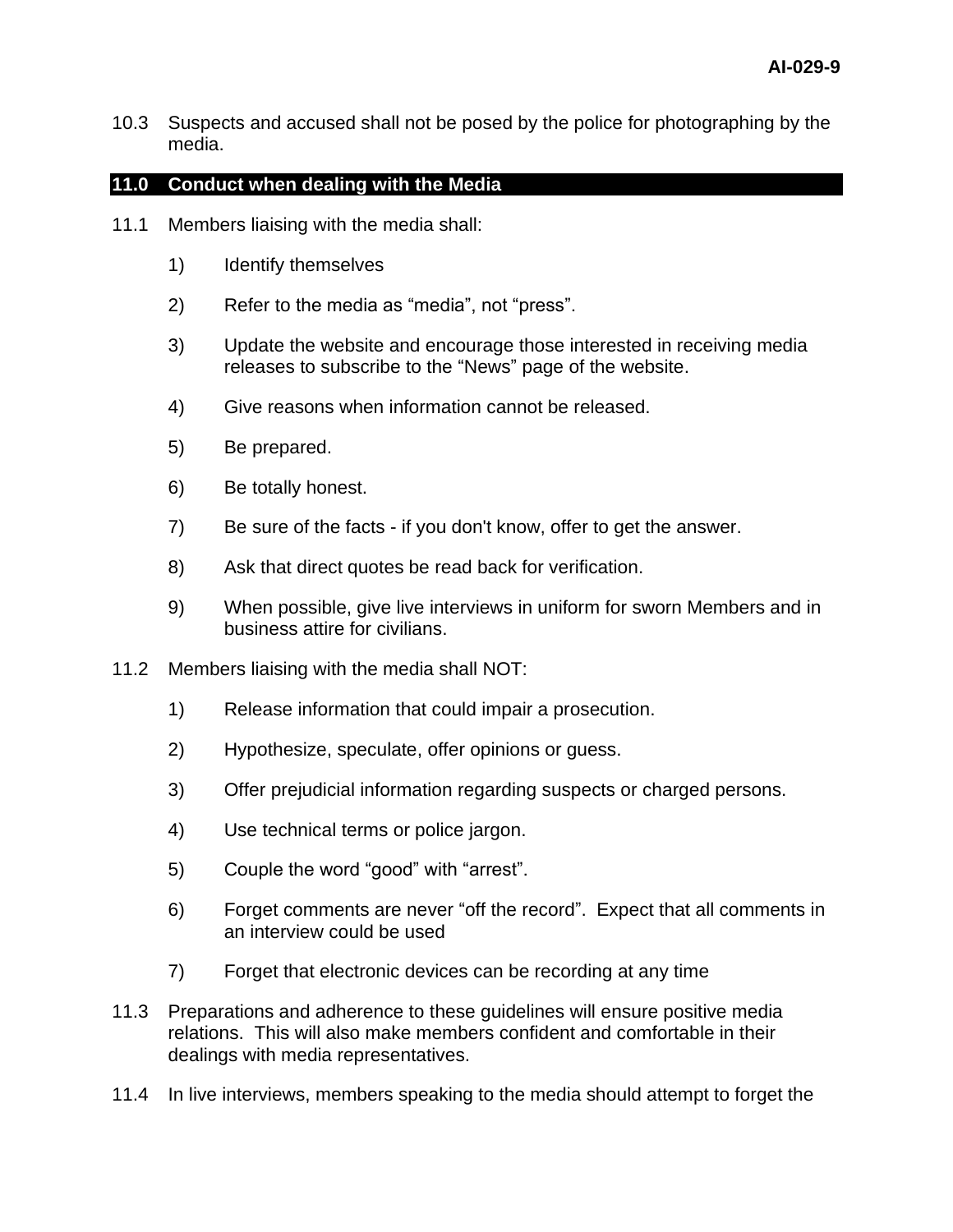10.3 Suspects and accused shall not be posed by the police for photographing by the media.

## 11.0 Conduct when dealing with the Media

11.1 Members liaising with the media shall:

1) Identify themselves
2) Refer to the media as “media”, not “press”.
3) Update the website and encourage those interested in receiving media releases to subscribe to the “News” page of the website.
4) Give reasons when information cannot be released.
5) Be prepared.
6) Be totally honest.
7) Be sure of the facts - if you don't know, offer to get the answer.
8) Ask that direct quotes be read back for verification.
9) When possible, give live interviews in uniform for sworn Members and in business attire for civilians.

11.2 Members liaising with the media shall NOT:

1) Release information that could impair a prosecution.
2) Hypothesize, speculate, offer opinions or guess.
3) Offer prejudicial information regarding suspects or charged persons.
4) Use technical terms or police jargon.
5) Couple the word “good” with “arrest”.
6) Forget comments are never “off the record”. Expect that all comments in an interview could be used
7) Forget that electronic devices can be recording at any time

11.3 Preparations and adherence to these guidelines will ensure positive media relations. This will also make members confident and comfortable in their dealings with media representatives.

11.4 In live interviews, members speaking to the media should attempt to forget the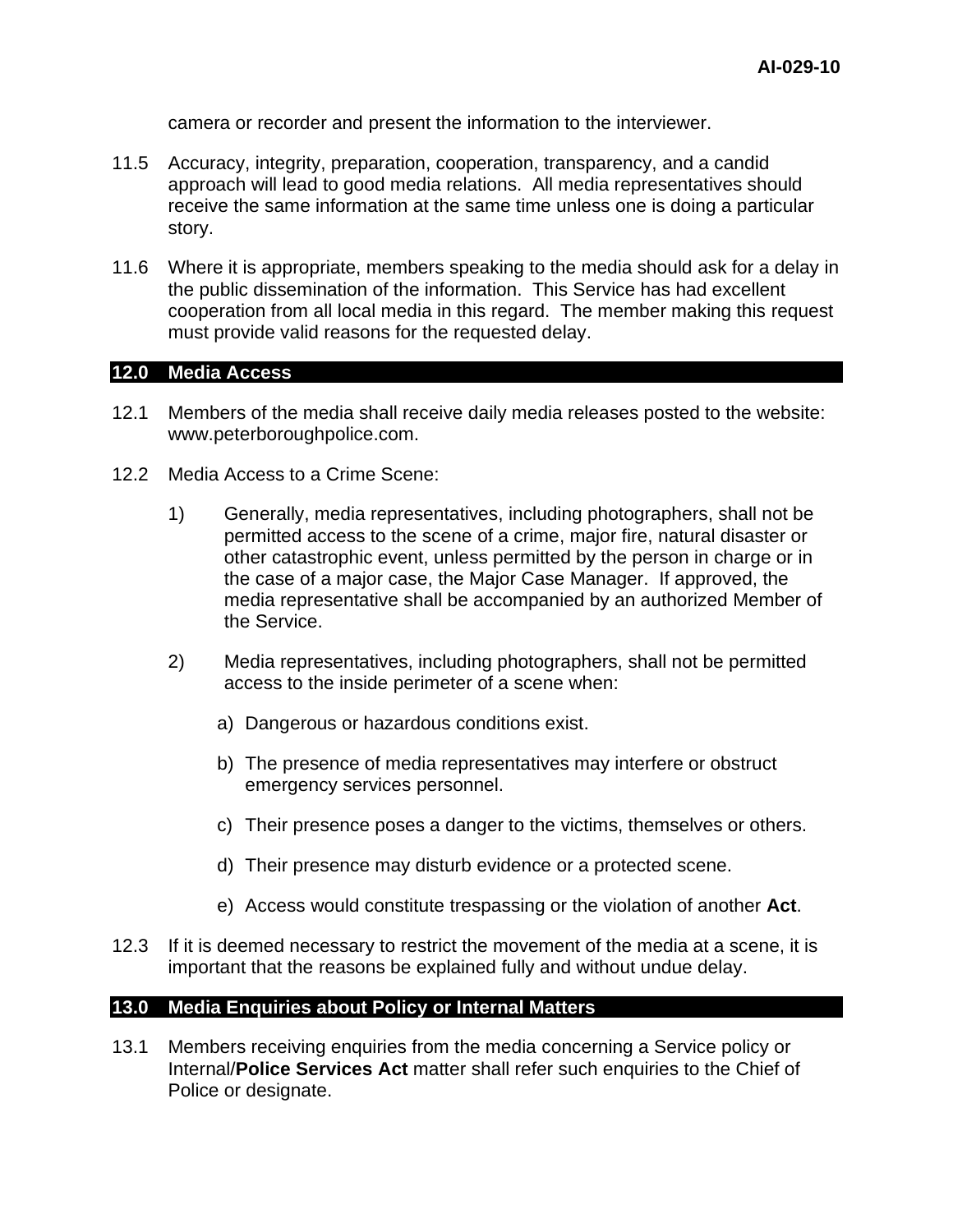camera or recorder and present the information to the interviewer.

11.5 Accuracy, integrity, preparation, cooperation, transparency, and a candid approach will lead to good media relations. All media representatives should receive the same information at the same time unless one is doing a particular story.

11.6 Where it is appropriate, members speaking to the media should ask for a delay in the public dissemination of the information. This Service has had excellent cooperation from all local media in this regard. The member making this request must provide valid reasons for the requested delay.

## 12.0 Media Access

12.1 Members of the media shall receive daily media releases posted to the website: www.peterboroughpolice.com.

12.2 Media Access to a Crime Scene:

1) Generally, media representatives, including photographers, shall not be permitted access to the scene of a crime, major fire, natural disaster or other catastrophic event, unless permitted by the person in charge or in the case of a major case, the Major Case Manager. If approved, the media representative shall be accompanied by an authorized Member of the Service.

2) Media representatives, including photographers, shall not be permitted access to the inside perimeter of a scene when:

   a) Dangerous or hazardous conditions exist.

   b) The presence of media representatives may interfere or obstruct emergency services personnel.

   c) Their presence poses a danger to the victims, themselves or others.

   d) Their presence may disturb evidence or a protected scene.

   e) Access would constitute trespassing or the violation of another **Act**.

12.3 If it is deemed necessary to restrict the movement of the media at a scene, it is important that the reasons be explained fully and without undue delay.

## 13.0 Media Enquiries about Policy or Internal Matters

13.1 Members receiving enquiries from the media concerning a Service policy or Internal/**Police Services Act** matter shall refer such enquiries to the Chief of Police or designate.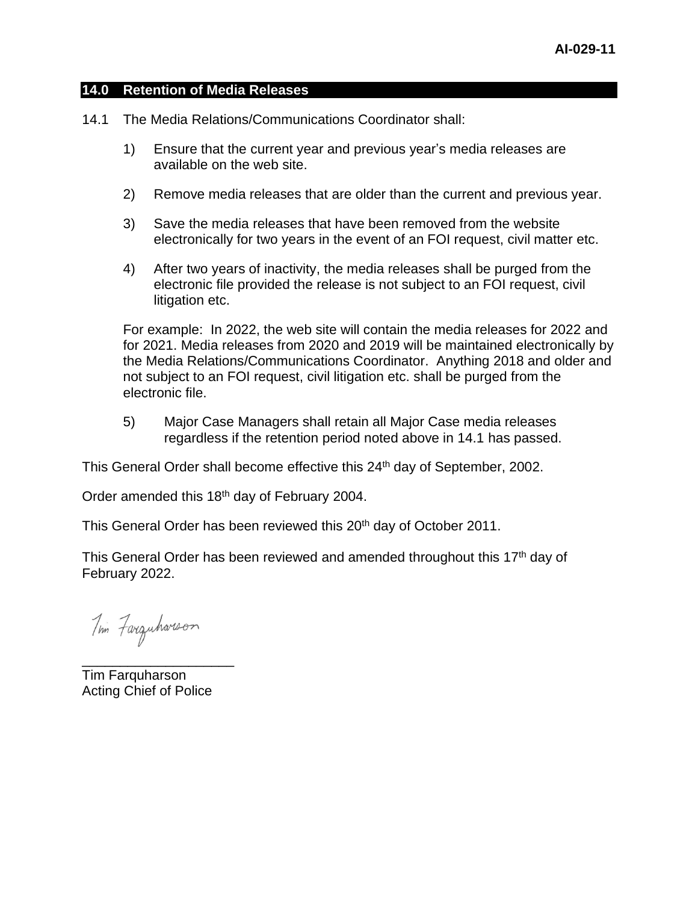## 14.0 Retention of Media Releases

14.1 The Media Relations/Communications Coordinator shall:

1) Ensure that the current year and previous year's media releases are available on the web site.

2) Remove media releases that are older than the current and previous year.

3) Save the media releases that have been removed from the website electronically for two years in the event of an FOI request, civil matter etc.

4) After two years of inactivity, the media releases shall be purged from the electronic file provided the release is not subject to an FOI request, civil litigation etc.

For example: In 2022, the web site will contain the media releases for 2022 and for 2021. Media releases from 2020 and 2019 will be maintained electronically by the Media Relations/Communications Coordinator. Anything 2018 and older and not subject to an FOI request, civil litigation etc. shall be purged from the electronic file.

5) Major Case Managers shall retain all Major Case media releases regardless if the retention period noted above in 14.1 has passed.

This General Order shall become effective this 24th day of September, 2002.

Order amended this 18th day of February 2004.

This General Order has been reviewed this 20th day of October 2011.

This General Order has been reviewed and amended throughout this 17th day of February 2022.

Tim Farquharson

\_\_\_\_\_\_\_\_\_\_\_\_\_\_\_\_\_\_\_\_

Tim Farquharson
Acting Chief of Police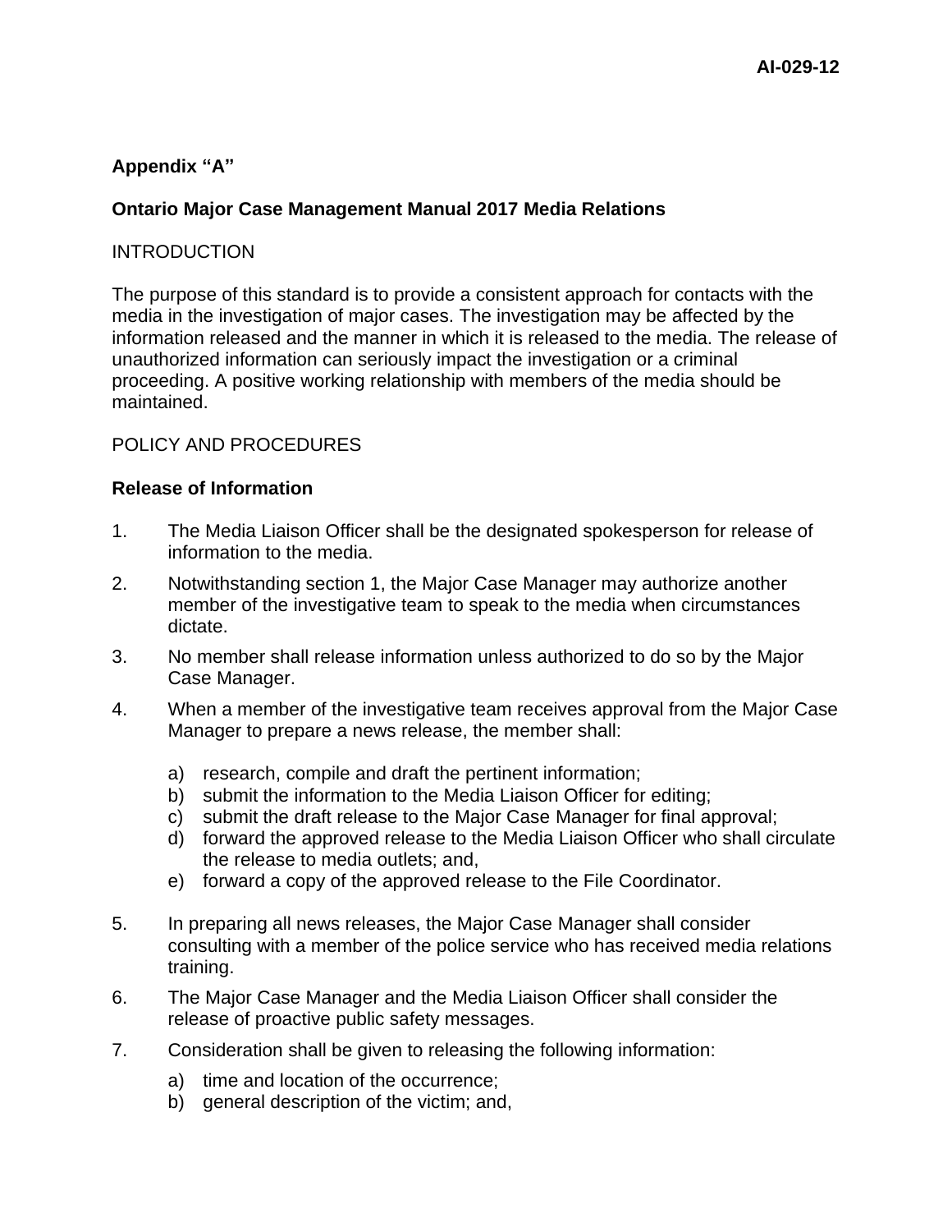**Appendix "A"**

**Ontario Major Case Management Manual 2017 Media Relations**

INTRODUCTION

The purpose of this standard is to provide a consistent approach for contacts with the media in the investigation of major cases. The investigation may be affected by the information released and the manner in which it is released to the media. The release of unauthorized information can seriously impact the investigation or a criminal proceeding. A positive working relationship with members of the media should be maintained.

POLICY AND PROCEDURES

**Release of Information**

1. The Media Liaison Officer shall be the designated spokesperson for release of information to the media.
2. Notwithstanding section 1, the Major Case Manager may authorize another member of the investigative team to speak to the media when circumstances dictate.
3. No member shall release information unless authorized to do so by the Major Case Manager.
4. When a member of the investigative team receives approval from the Major Case Manager to prepare a news release, the member shall:
   a) research, compile and draft the pertinent information;
   b) submit the information to the Media Liaison Officer for editing;
   c) submit the draft release to the Major Case Manager for final approval;
   d) forward the approved release to the Media Liaison Officer who shall circulate the release to media outlets; and,
   e) forward a copy of the approved release to the File Coordinator.
5. In preparing all news releases, the Major Case Manager shall consider consulting with a member of the police service who has received media relations training.
6. The Major Case Manager and the Media Liaison Officer shall consider the release of proactive public safety messages.
7. Consideration shall be given to releasing the following information:
   a) time and location of the occurrence;
   b) general description of the victim; and,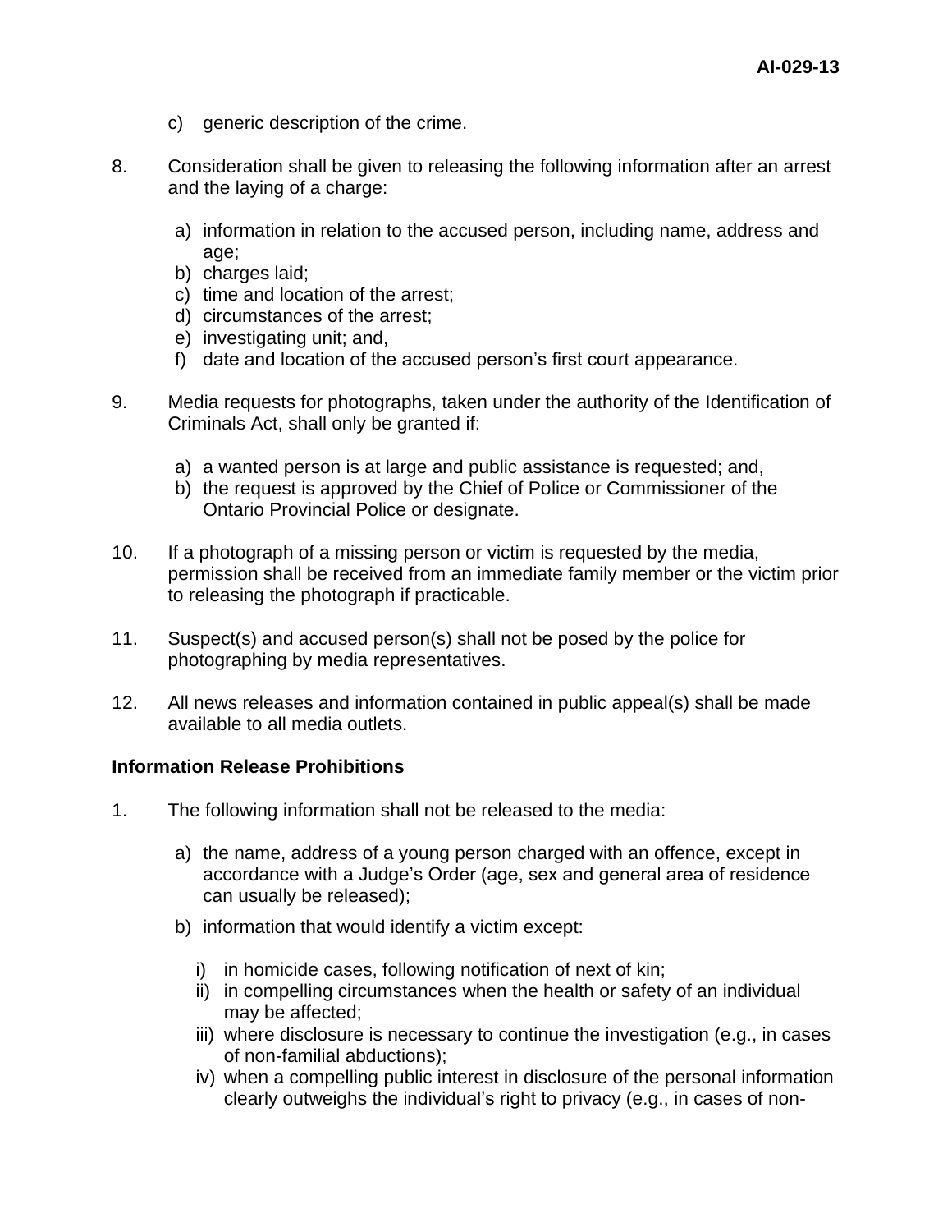c) generic description of the crime.

8. Consideration shall be given to releasing the following information after an arrest and the laying of a charge:

   a) information in relation to the accused person, including name, address and age;
   b) charges laid;
   c) time and location of the arrest;
   d) circumstances of the arrest;
   e) investigating unit; and,
   f) date and location of the accused person's first court appearance.

9. Media requests for photographs, taken under the authority of the Identification of Criminals Act, shall only be granted if:

   a) a wanted person is at large and public assistance is requested; and,
   b) the request is approved by the Chief of Police or Commissioner of the Ontario Provincial Police or designate.

10. If a photograph of a missing person or victim is requested by the media, permission shall be received from an immediate family member or the victim prior to releasing the photograph if practicable.

11. Suspect(s) and accused person(s) shall not be posed by the police for photographing by media representatives.

12. All news releases and information contained in public appeal(s) shall be made available to all media outlets.

**Information Release Prohibitions**

1. The following information shall not be released to the media:

   a) the name, address of a young person charged with an offence, except in accordance with a Judge's Order (age, sex and general area of residence can usually be released);

   b) information that would identify a victim except:

      i) in homicide cases, following notification of next of kin;
      ii) in compelling circumstances when the health or safety of an individual may be affected;
      iii) where disclosure is necessary to continue the investigation (e.g., in cases of non-familial abductions);
      iv) when a compelling public interest in disclosure of the personal information clearly outweighs the individual's right to privacy (e.g., in cases of non-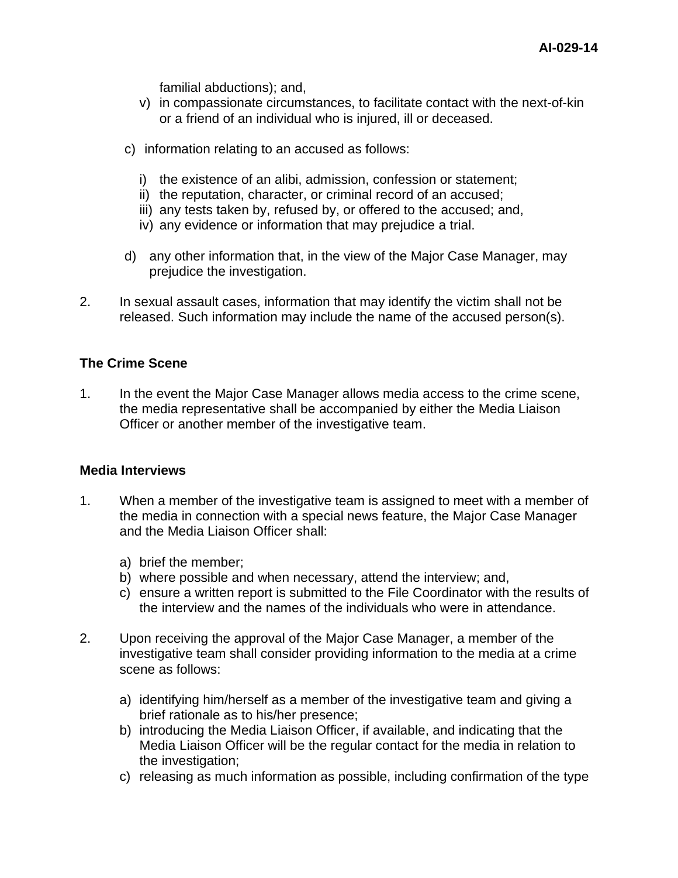familial abductions); and,

v) in compassionate circumstances, to facilitate contact with the next-of-kin or a friend of an individual who is injured, ill or deceased.

c) information relating to an accused as follows:

   i) the existence of an alibi, admission, confession or statement;
   ii) the reputation, character, or criminal record of an accused;
   iii) any tests taken by, refused by, or offered to the accused; and,
   iv) any evidence or information that may prejudice a trial.

d) any other information that, in the view of the Major Case Manager, may prejudice the investigation.

2. In sexual assault cases, information that may identify the victim shall not be released. Such information may include the name of the accused person(s).

**The Crime Scene**

1. In the event the Major Case Manager allows media access to the crime scene, the media representative shall be accompanied by either the Media Liaison Officer or another member of the investigative team.

**Media Interviews**

1. When a member of the investigative team is assigned to meet with a member of the media in connection with a special news feature, the Major Case Manager and the Media Liaison Officer shall:

   a) brief the member;
   b) where possible and when necessary, attend the interview; and,
   c) ensure a written report is submitted to the File Coordinator with the results of the interview and the names of the individuals who were in attendance.

2. Upon receiving the approval of the Major Case Manager, a member of the investigative team shall consider providing information to the media at a crime scene as follows:

   a) identifying him/herself as a member of the investigative team and giving a brief rationale as to his/her presence;
   b) introducing the Media Liaison Officer, if available, and indicating that the Media Liaison Officer will be the regular contact for the media in relation to the investigation;
   c) releasing as much information as possible, including confirmation of the type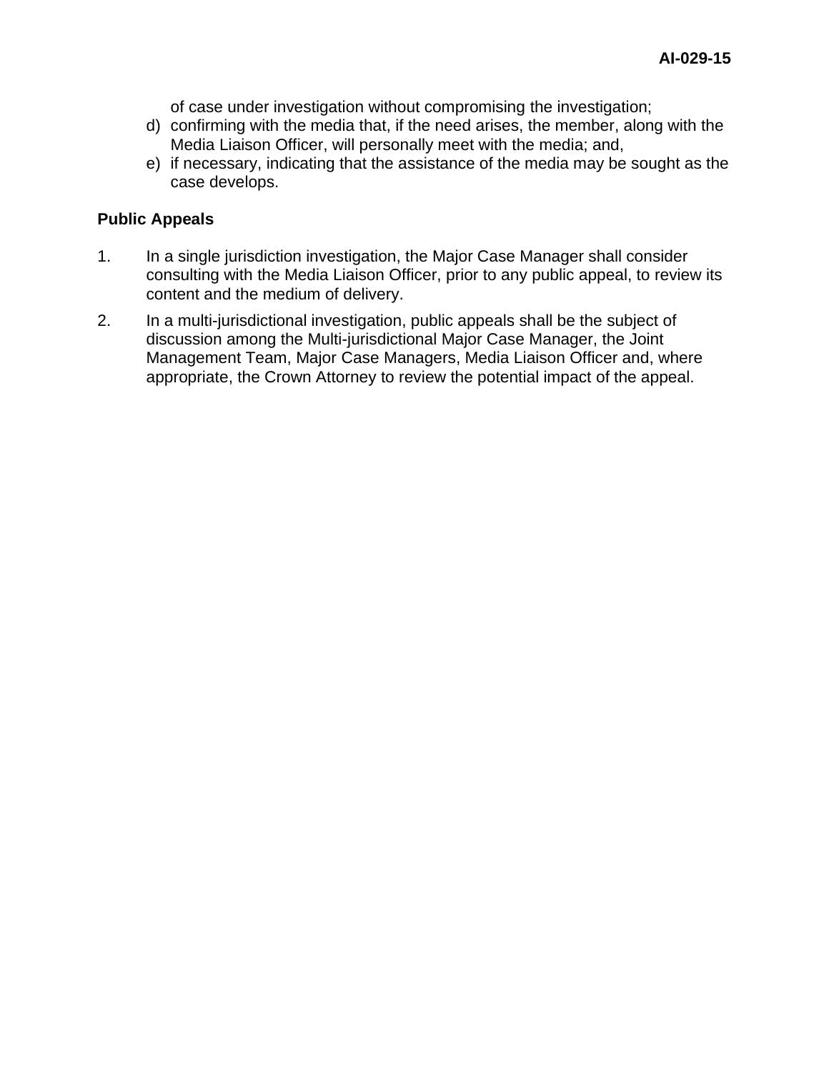of case under investigation without compromising the investigation;

d) confirming with the media that, if the need arises, the member, along with the Media Liaison Officer, will personally meet with the media; and,
e) if necessary, indicating that the assistance of the media may be sought as the case develops.

**Public Appeals**

1. In a single jurisdiction investigation, the Major Case Manager shall consider consulting with the Media Liaison Officer, prior to any public appeal, to review its content and the medium of delivery.
2. In a multi-jurisdictional investigation, public appeals shall be the subject of discussion among the Multi-jurisdictional Major Case Manager, the Joint Management Team, Major Case Managers, Media Liaison Officer and, where appropriate, the Crown Attorney to review the potential impact of the appeal.